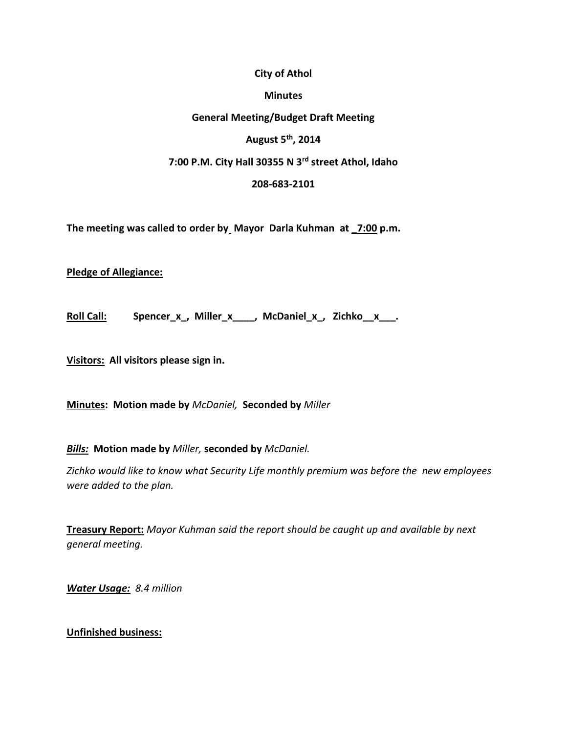**City of Athol**

**Minutes**

**General Meeting/Budget Draft Meeting**

**August 5th, 2014**

**7:00 P.M. City Hall 30355 N 3rd street Athol, Idaho**

**208-683-2101**

**The meeting was called to order by Mayor Darla Kuhman at 7:00 p.m.**

**Pledge of Allegiance:**

**Roll Call:** **Spencer_x_, Miller_x____, McDaniel_x_, Zichko__x___.**

**Visitors: All visitors please sign in.**

**Minutes: Motion made by** *McDaniel,* **Seconded by** *Miller*

***Bills:*** **Motion made by** *Miller,* **seconded by** *McDaniel.*

*Zichko would like to know what Security Life monthly premium was before the new employees were added to the plan.*

**Treasury Report:** *Mayor Kuhman said the report should be caught up and available by next general meeting.*

***Water Usage:*** *8.4 million*

**Unfinished business:**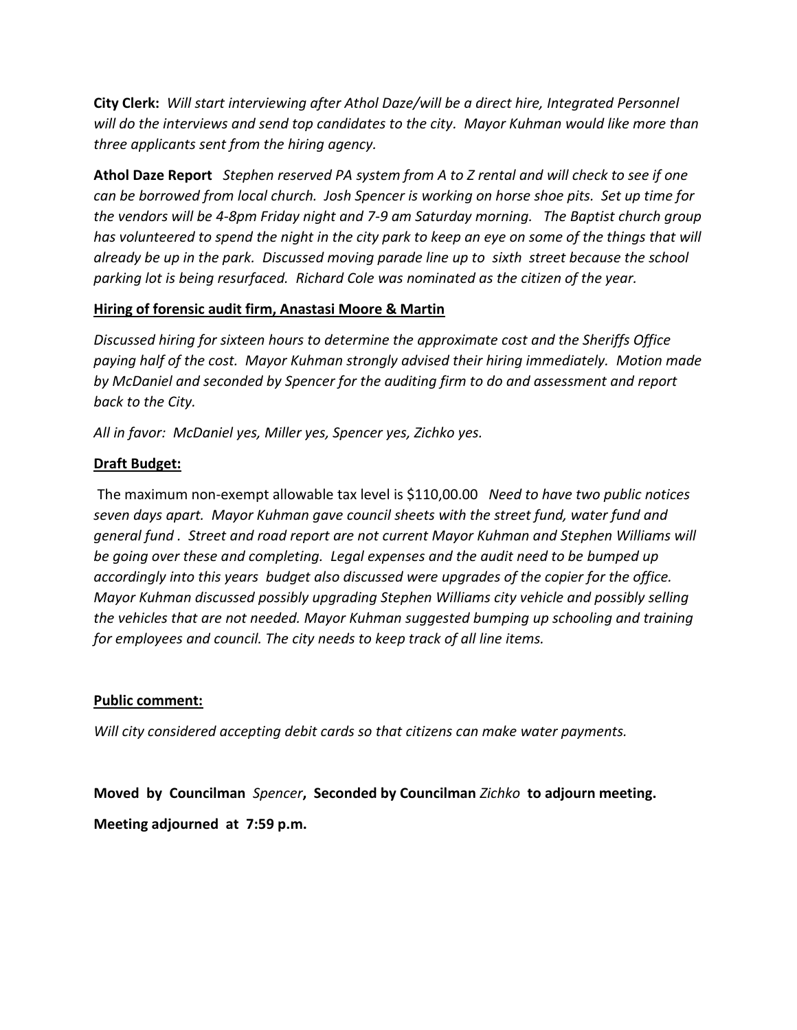**City Clerk:** *Will start interviewing after Athol Daze/will be a direct hire, Integrated Personnel will do the interviews and send top candidates to the city. Mayor Kuhman would like more than three applicants sent from the hiring agency.*

**Athol Daze Report** *Stephen reserved PA system from A to Z rental and will check to see if one can be borrowed from local church. Josh Spencer is working on horse shoe pits. Set up time for the vendors will be 4-8pm Friday night and 7-9 am Saturday morning. The Baptist church group has volunteered to spend the night in the city park to keep an eye on some of the things that will already be up in the park. Discussed moving parade line up to sixth street because the school parking lot is being resurfaced. Richard Cole was nominated as the citizen of the year.*

**Hiring of forensic audit firm, Anastasi Moore & Martin**

*Discussed hiring for sixteen hours to determine the approximate cost and the Sheriffs Office paying half of the cost. Mayor Kuhman strongly advised their hiring immediately. Motion made by McDaniel and seconded by Spencer for the auditing firm to do and assessment and report back to the City.*

*All in favor: McDaniel yes, Miller yes, Spencer yes, Zichko yes.*

**Draft Budget:**

The maximum non-exempt allowable tax level is $110,00.00 *Need to have two public notices seven days apart. Mayor Kuhman gave council sheets with the street fund, water fund and general fund . Street and road report are not current Mayor Kuhman and Stephen Williams will be going over these and completing. Legal expenses and the audit need to be bumped up accordingly into this years budget also discussed were upgrades of the copier for the office. Mayor Kuhman discussed possibly upgrading Stephen Williams city vehicle and possibly selling the vehicles that are not needed. Mayor Kuhman suggested bumping up schooling and training for employees and council. The city needs to keep track of all line items.*

**Public comment:**

*Will city considered accepting debit cards so that citizens can make water payments.*

**Moved by Councilman** *Spencer*, **Seconded by Councilman** *Zichko* **to adjourn meeting.**

**Meeting adjourned at 7:59 p.m.**